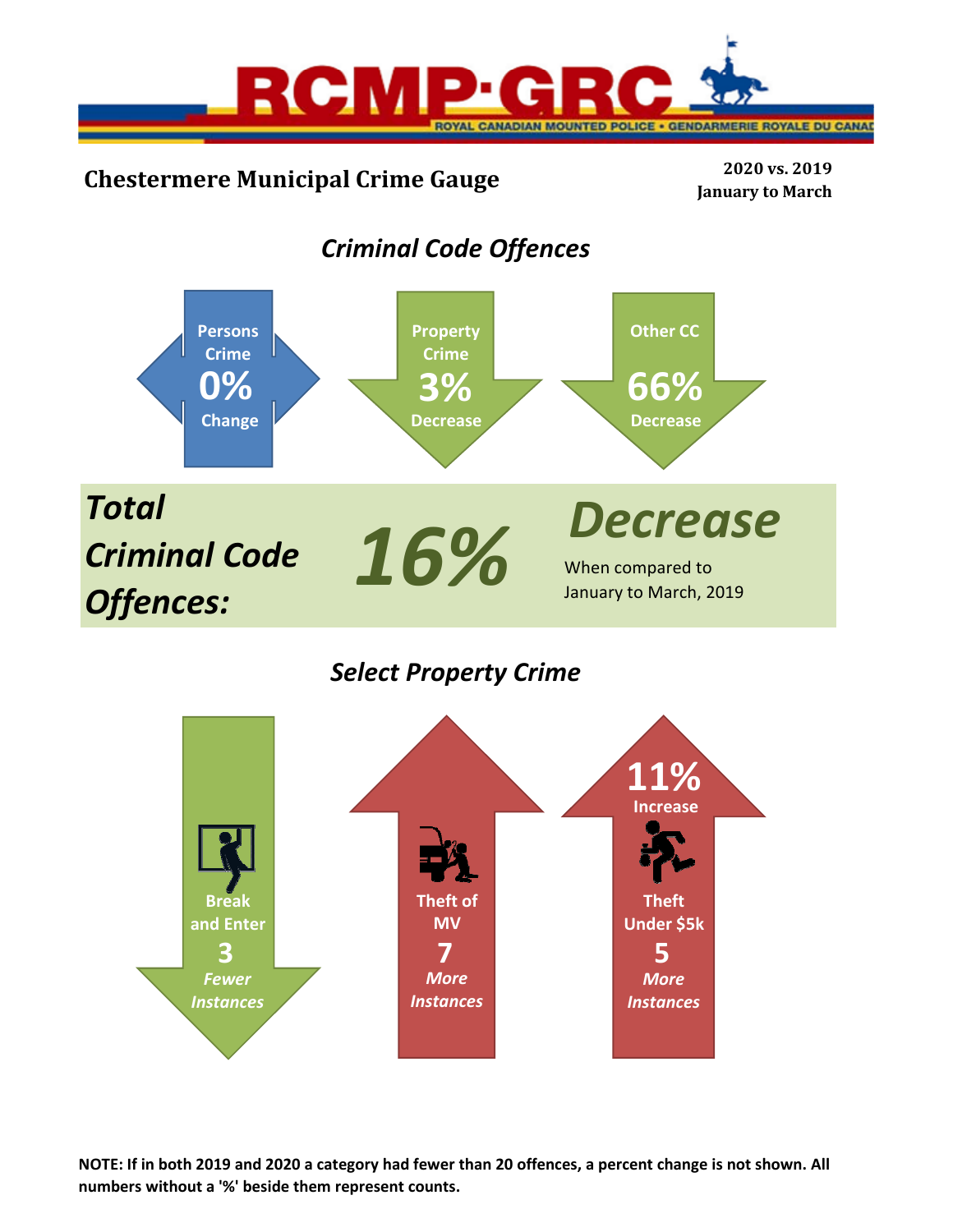RCMP·GRC

ROYAL CANADIAN MOUNTED POLICE • GENDARMERIE ROYALE DU CANADA

# Chestermere Municipal Crime Gauge

**2020 vs. 2019**
**January to March**

## *Criminal Code Offences*

**Persons Crime**
**0%**
**Change**

**Property Crime**
**3%**
**Decrease**

**Other CC**
**66%**
**Decrease**

***Total Criminal Code Offences:*** ***16%*** ***Decrease***

When compared to January to March, 2019

## *Select Property Crime*

**Break and Enter**
**3**
***Fewer Instances***

**Theft of MV**
**7**
***More Instances***

**11%**
**Increase**

**Theft Under $5k**
**5**
***More Instances***

**NOTE: If in both 2019 and 2020 a category had fewer than 20 offences, a percent change is not shown. All numbers without a '%' beside them represent counts.**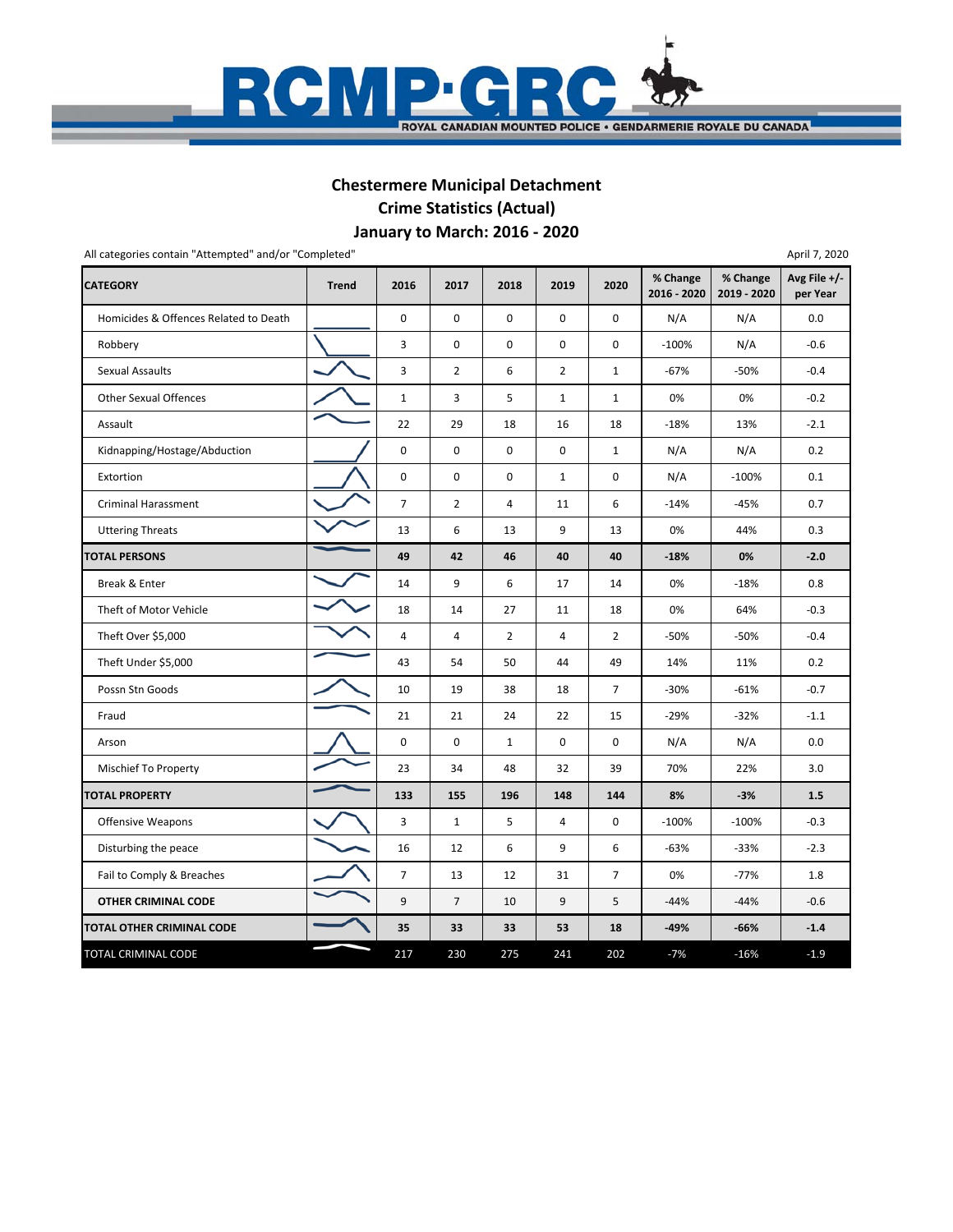RCMP·GRC
ROYAL CANADIAN MOUNTED POLICE • GENDARMERIE ROYALE DU CANADA

## Chestermere Municipal Detachment
## Crime Statistics (Actual)
## January to March: 2016 - 2020

All categories contain "Attempted" and/or "Completed"

April 7, 2020

| CATEGORY | Trend | 2016 | 2017 | 2018 | 2019 | 2020 | % Change 2016 - 2020 | % Change 2019 - 2020 | Avg File +/- per Year |
|---|---|---|---|---|---|---|---|---|---|
| Homicides & Offences Related to Death | | 0 | 0 | 0 | 0 | 0 | N/A | N/A | 0.0 |
| Robbery | | 3 | 0 | 0 | 0 | 0 | -100% | N/A | -0.6 |
| Sexual Assaults | | 3 | 2 | 6 | 2 | 1 | -67% | -50% | -0.4 |
| Other Sexual Offences | | 1 | 3 | 5 | 1 | 1 | 0% | 0% | -0.2 |
| Assault | | 22 | 29 | 18 | 16 | 18 | -18% | 13% | -2.1 |
| Kidnapping/Hostage/Abduction | | 0 | 0 | 0 | 0 | 1 | N/A | N/A | 0.2 |
| Extortion | | 0 | 0 | 0 | 1 | 0 | N/A | -100% | 0.1 |
| Criminal Harassment | | 7 | 2 | 4 | 11 | 6 | -14% | -45% | 0.7 |
| Uttering Threats | | 13 | 6 | 13 | 9 | 13 | 0% | 44% | 0.3 |
| **TOTAL PERSONS** | | **49** | **42** | **46** | **40** | **40** | **-18%** | **0%** | **-2.0** |
| Break & Enter | | 14 | 9 | 6 | 17 | 14 | 0% | -18% | 0.8 |
| Theft of Motor Vehicle | | 18 | 14 | 27 | 11 | 18 | 0% | 64% | -0.3 |
| Theft Over $5,000 | | 4 | 4 | 2 | 4 | 2 | -50% | -50% | -0.4 |
| Theft Under $5,000 | | 43 | 54 | 50 | 44 | 49 | 14% | 11% | 0.2 |
| Possn Stn Goods | | 10 | 19 | 38 | 18 | 7 | -30% | -61% | -0.7 |
| Fraud | | 21 | 21 | 24 | 22 | 15 | -29% | -32% | -1.1 |
| Arson | | 0 | 0 | 1 | 0 | 0 | N/A | N/A | 0.0 |
| Mischief To Property | | 23 | 34 | 48 | 32 | 39 | 70% | 22% | 3.0 |
| **TOTAL PROPERTY** | | **133** | **155** | **196** | **148** | **144** | **8%** | **-3%** | **1.5** |
| Offensive Weapons | | 3 | 1 | 5 | 4 | 0 | -100% | -100% | -0.3 |
| Disturbing the peace | | 16 | 12 | 6 | 9 | 6 | -63% | -33% | -2.3 |
| Fail to Comply & Breaches | | 7 | 13 | 12 | 31 | 7 | 0% | -77% | 1.8 |
| **OTHER CRIMINAL CODE** | | 9 | 7 | 10 | 9 | 5 | -44% | -44% | -0.6 |
| **TOTAL OTHER CRIMINAL CODE** | | **35** | **33** | **33** | **53** | **18** | **-49%** | **-66%** | **-1.4** |
| TOTAL CRIMINAL CODE | | 217 | 230 | 275 | 241 | 202 | -7% | -16% | -1.9 |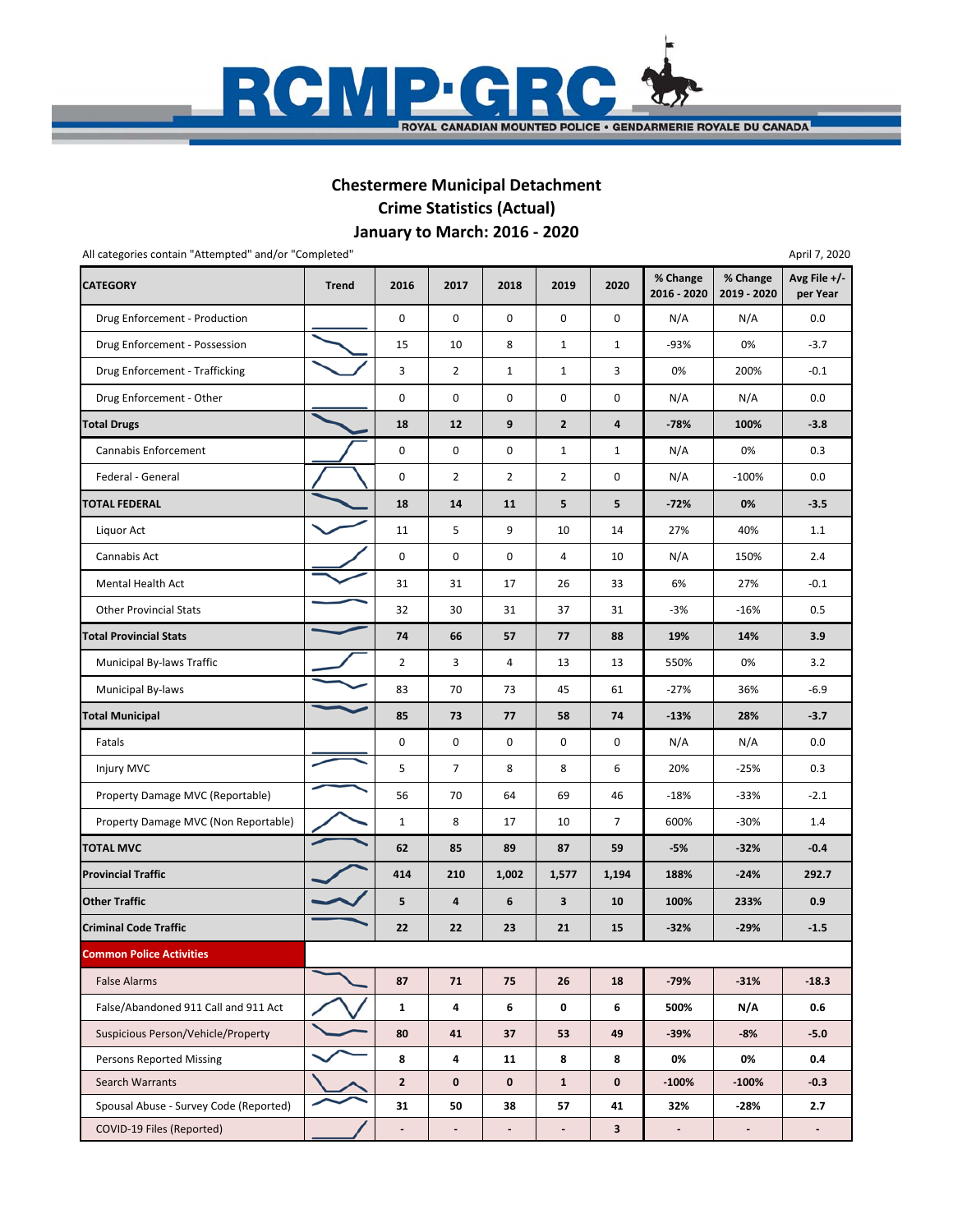RCMP·GRC
ROYAL CANADIAN MOUNTED POLICE • GENDARMERIE ROYALE DU CANADA

# Chestermere Municipal Detachment
## Crime Statistics (Actual)
## January to March: 2016 - 2020

All categories contain "Attempted" and/or "Completed"

April 7, 2020

| CATEGORY | Trend | 2016 | 2017 | 2018 | 2019 | 2020 | % Change 2016 - 2020 | % Change 2019 - 2020 | Avg File +/- per Year |
|---|---|---|---|---|---|---|---|---|---|
| Drug Enforcement - Production | | 0 | 0 | 0 | 0 | 0 | N/A | N/A | 0.0 |
| Drug Enforcement - Possession | | 15 | 10 | 8 | 1 | 1 | -93% | 0% | -3.7 |
| Drug Enforcement - Trafficking | | 3 | 2 | 1 | 1 | 3 | 0% | 200% | -0.1 |
| Drug Enforcement - Other | | 0 | 0 | 0 | 0 | 0 | N/A | N/A | 0.0 |
| **Total Drugs** | | **18** | **12** | **9** | **2** | **4** | **-78%** | **100%** | **-3.8** |
| Cannabis Enforcement | | 0 | 0 | 0 | 1 | 1 | N/A | 0% | 0.3 |
| Federal - General | | 0 | 2 | 2 | 2 | 0 | N/A | -100% | 0.0 |
| **TOTAL FEDERAL** | | **18** | **14** | **11** | **5** | **5** | **-72%** | **0%** | **-3.5** |
| Liquor Act | | 11 | 5 | 9 | 10 | 14 | 27% | 40% | 1.1 |
| Cannabis Act | | 0 | 0 | 0 | 4 | 10 | N/A | 150% | 2.4 |
| Mental Health Act | | 31 | 31 | 17 | 26 | 33 | 6% | 27% | -0.1 |
| Other Provincial Stats | | 32 | 30 | 31 | 37 | 31 | -3% | -16% | 0.5 |
| **Total Provincial Stats** | | **74** | **66** | **57** | **77** | **88** | **19%** | **14%** | **3.9** |
| Municipal By-laws Traffic | | 2 | 3 | 4 | 13 | 13 | 550% | 0% | 3.2 |
| Municipal By-laws | | 83 | 70 | 73 | 45 | 61 | -27% | 36% | -6.9 |
| **Total Municipal** | | **85** | **73** | **77** | **58** | **74** | **-13%** | **28%** | **-3.7** |
| Fatals | | 0 | 0 | 0 | 0 | 0 | N/A | N/A | 0.0 |
| Injury MVC | | 5 | 7 | 8 | 8 | 6 | 20% | -25% | 0.3 |
| Property Damage MVC (Reportable) | | 56 | 70 | 64 | 69 | 46 | -18% | -33% | -2.1 |
| Property Damage MVC (Non Reportable) | | 1 | 8 | 17 | 10 | 7 | 600% | -30% | 1.4 |
| **TOTAL MVC** | | **62** | **85** | **89** | **87** | **59** | **-5%** | **-32%** | **-0.4** |
| **Provincial Traffic** | | **414** | **210** | **1,002** | **1,577** | **1,194** | **188%** | **-24%** | **292.7** |
| **Other Traffic** | | **5** | **4** | **6** | **3** | **10** | **100%** | **233%** | **0.9** |
| **Criminal Code Traffic** | | **22** | **22** | **23** | **21** | **15** | **-32%** | **-29%** | **-1.5** |
| **Common Police Activities** | | | | | | | | | |
| False Alarms | | **87** | **71** | **75** | **26** | **18** | **-79%** | **-31%** | **-18.3** |
| False/Abandoned 911 Call and 911 Act | | **1** | **4** | **6** | **0** | **6** | **500%** | **N/A** | **0.6** |
| Suspicious Person/Vehicle/Property | | **80** | **41** | **37** | **53** | **49** | **-39%** | **-8%** | **-5.0** |
| Persons Reported Missing | | **8** | **4** | **11** | **8** | **8** | **0%** | **0%** | **0.4** |
| Search Warrants | | **2** | **0** | **0** | **1** | **0** | **-100%** | **-100%** | **-0.3** |
| Spousal Abuse - Survey Code (Reported) | | **31** | **50** | **38** | **57** | **41** | **32%** | **-28%** | **2.7** |
| COVID-19 Files (Reported) | | **-** | **-** | **-** | **-** | **3** | **-** | **-** | **-** |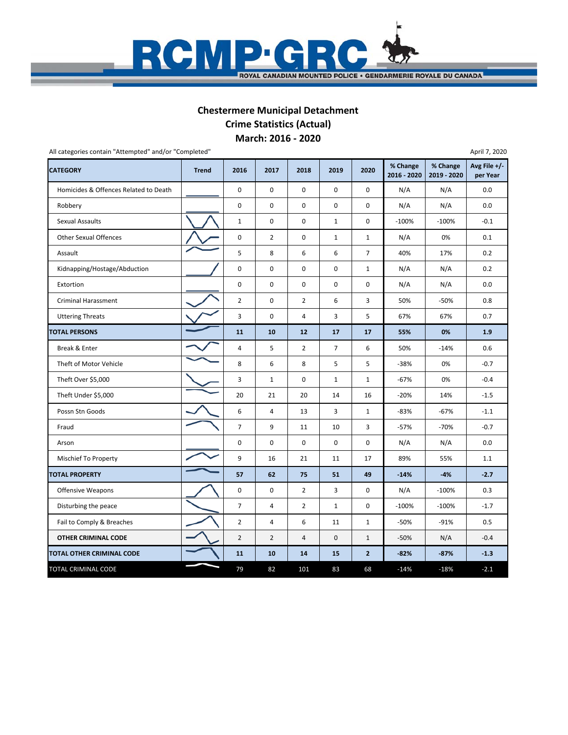# Chestermere Municipal Detachment
## Crime Statistics (Actual)
## March: 2016 - 2020

All categories contain "Attempted" and/or "Completed"

April 7, 2020

| CATEGORY | Trend | 2016 | 2017 | 2018 | 2019 | 2020 | % Change 2016 - 2020 | % Change 2019 - 2020 | Avg File +/- per Year |
|---|---|---|---|---|---|---|---|---|---|
| Homicides & Offences Related to Death | | 0 | 0 | 0 | 0 | 0 | N/A | N/A | 0.0 |
| Robbery | | 0 | 0 | 0 | 0 | 0 | N/A | N/A | 0.0 |
| Sexual Assaults | | 1 | 0 | 0 | 1 | 0 | -100% | -100% | -0.1 |
| Other Sexual Offences | | 0 | 2 | 0 | 1 | 1 | N/A | 0% | 0.1 |
| Assault | | 5 | 8 | 6 | 6 | 7 | 40% | 17% | 0.2 |
| Kidnapping/Hostage/Abduction | | 0 | 0 | 0 | 0 | 1 | N/A | N/A | 0.2 |
| Extortion | | 0 | 0 | 0 | 0 | 0 | N/A | N/A | 0.0 |
| Criminal Harassment | | 2 | 0 | 2 | 6 | 3 | 50% | -50% | 0.8 |
| Uttering Threats | | 3 | 0 | 4 | 3 | 5 | 67% | 67% | 0.7 |
| **TOTAL PERSONS** | | **11** | **10** | **12** | **17** | **17** | **55%** | **0%** | **1.9** |
| Break & Enter | | 4 | 5 | 2 | 7 | 6 | 50% | -14% | 0.6 |
| Theft of Motor Vehicle | | 8 | 6 | 8 | 5 | 5 | -38% | 0% | -0.7 |
| Theft Over $5,000 | | 3 | 1 | 0 | 1 | 1 | -67% | 0% | -0.4 |
| Theft Under $5,000 | | 20 | 21 | 20 | 14 | 16 | -20% | 14% | -1.5 |
| Possn Stn Goods | | 6 | 4 | 13 | 3 | 1 | -83% | -67% | -1.1 |
| Fraud | | 7 | 9 | 11 | 10 | 3 | -57% | -70% | -0.7 |
| Arson | | 0 | 0 | 0 | 0 | 0 | N/A | N/A | 0.0 |
| Mischief To Property | | 9 | 16 | 21 | 11 | 17 | 89% | 55% | 1.1 |
| **TOTAL PROPERTY** | | **57** | **62** | **75** | **51** | **49** | **-14%** | **-4%** | **-2.7** |
| Offensive Weapons | | 0 | 0 | 2 | 3 | 0 | N/A | -100% | 0.3 |
| Disturbing the peace | | 7 | 4 | 2 | 1 | 0 | -100% | -100% | -1.7 |
| Fail to Comply & Breaches | | 2 | 4 | 6 | 11 | 1 | -50% | -91% | 0.5 |
| **OTHER CRIMINAL CODE** | | 2 | 2 | 4 | 0 | 1 | -50% | N/A | -0.4 |
| **TOTAL OTHER CRIMINAL CODE** | | **11** | **10** | **14** | **15** | **2** | **-82%** | **-87%** | **-1.3** |
| TOTAL CRIMINAL CODE | | 79 | 82 | 101 | 83 | 68 | -14% | -18% | -2.1 |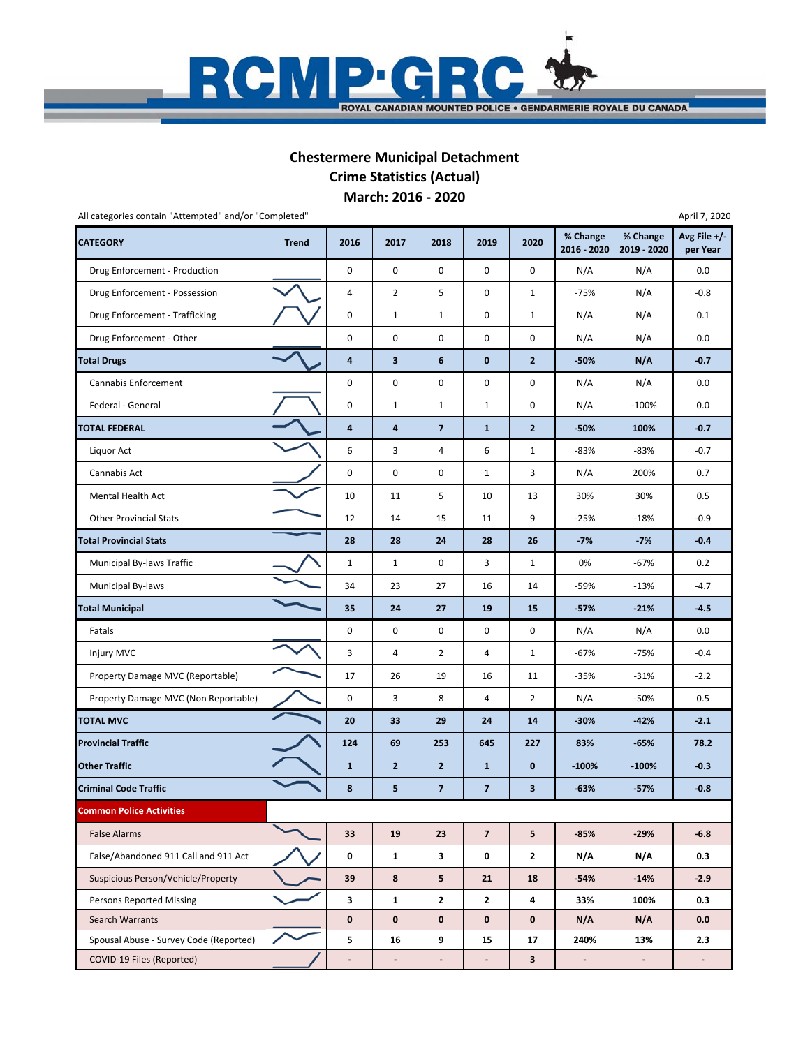RCMP·GRC

ROYAL CANADIAN MOUNTED POLICE • GENDARMERIE ROYALE DU CANADA

## Chestermere Municipal Detachment
## Crime Statistics (Actual)
## March: 2016 - 2020

All categories contain "Attempted" and/or "Completed"

April 7, 2020

| CATEGORY | Trend | 2016 | 2017 | 2018 | 2019 | 2020 | % Change 2016 - 2020 | % Change 2019 - 2020 | Avg File +/- per Year |
|---|---|---|---|---|---|---|---|---|---|
| Drug Enforcement - Production | | 0 | 0 | 0 | 0 | 0 | N/A | N/A | 0.0 |
| Drug Enforcement - Possession | | 4 | 2 | 5 | 0 | 1 | -75% | N/A | -0.8 |
| Drug Enforcement - Trafficking | | 0 | 1 | 1 | 0 | 1 | N/A | N/A | 0.1 |
| Drug Enforcement - Other | | 0 | 0 | 0 | 0 | 0 | N/A | N/A | 0.0 |
| **Total Drugs** | | **4** | **3** | **6** | **0** | **2** | **-50%** | **N/A** | **-0.7** |
| Cannabis Enforcement | | 0 | 0 | 0 | 0 | 0 | N/A | N/A | 0.0 |
| Federal - General | | 0 | 1 | 1 | 1 | 0 | N/A | -100% | 0.0 |
| **TOTAL FEDERAL** | | **4** | **4** | **7** | **1** | **2** | **-50%** | **100%** | **-0.7** |
| Liquor Act | | 6 | 3 | 4 | 6 | 1 | -83% | -83% | -0.7 |
| Cannabis Act | | 0 | 0 | 0 | 1 | 3 | N/A | 200% | 0.7 |
| Mental Health Act | | 10 | 11 | 5 | 10 | 13 | 30% | 30% | 0.5 |
| Other Provincial Stats | | 12 | 14 | 15 | 11 | 9 | -25% | -18% | -0.9 |
| **Total Provincial Stats** | | **28** | **28** | **24** | **28** | **26** | **-7%** | **-7%** | **-0.4** |
| Municipal By-laws Traffic | | 1 | 1 | 0 | 3 | 1 | 0% | -67% | 0.2 |
| Municipal By-laws | | 34 | 23 | 27 | 16 | 14 | -59% | -13% | -4.7 |
| **Total Municipal** | | **35** | **24** | **27** | **19** | **15** | **-57%** | **-21%** | **-4.5** |
| Fatals | | 0 | 0 | 0 | 0 | 0 | N/A | N/A | 0.0 |
| Injury MVC | | 3 | 4 | 2 | 4 | 1 | -67% | -75% | -0.4 |
| Property Damage MVC (Reportable) | | 17 | 26 | 19 | 16 | 11 | -35% | -31% | -2.2 |
| Property Damage MVC (Non Reportable) | | 0 | 3 | 8 | 4 | 2 | N/A | -50% | 0.5 |
| **TOTAL MVC** | | **20** | **33** | **29** | **24** | **14** | **-30%** | **-42%** | **-2.1** |
| **Provincial Traffic** | | **124** | **69** | **253** | **645** | **227** | **83%** | **-65%** | **78.2** |
| **Other Traffic** | | **1** | **2** | **2** | **1** | **0** | **-100%** | **-100%** | **-0.3** |
| **Criminal Code Traffic** | | **8** | **5** | **7** | **7** | **3** | **-63%** | **-57%** | **-0.8** |
| **Common Police Activities** | | | | | | | | | |
| False Alarms | | **33** | **19** | **23** | **7** | **5** | **-85%** | **-29%** | **-6.8** |
| False/Abandoned 911 Call and 911 Act | | **0** | **1** | **3** | **0** | **2** | **N/A** | **N/A** | **0.3** |
| Suspicious Person/Vehicle/Property | | **39** | **8** | **5** | **21** | **18** | **-54%** | **-14%** | **-2.9** |
| Persons Reported Missing | | **3** | **1** | **2** | **2** | **4** | **33%** | **100%** | **0.3** |
| Search Warrants | | **0** | **0** | **0** | **0** | **0** | **N/A** | **N/A** | **0.0** |
| Spousal Abuse - Survey Code (Reported) | | **5** | **16** | **9** | **15** | **17** | **240%** | **13%** | **2.3** |
| COVID-19 Files (Reported) | | **-** | **-** | **-** | **-** | **3** | **-** | **-** | **-** |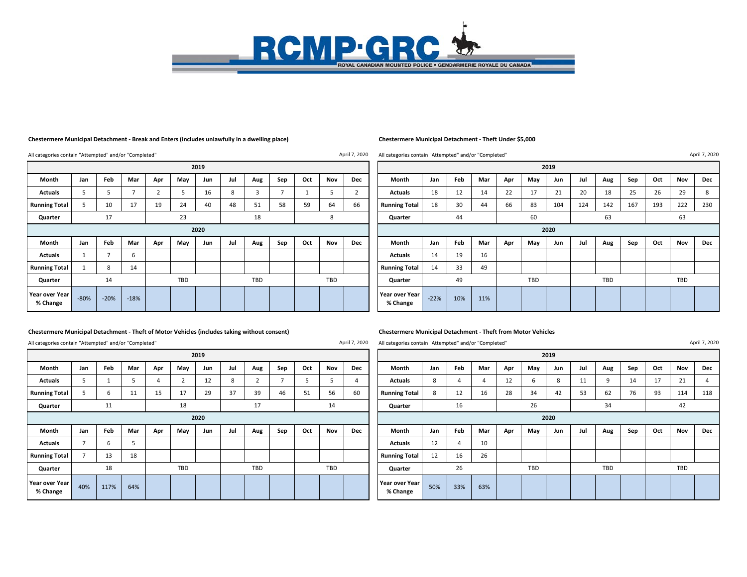RCMP·GRC

ROYAL CANADIAN MOUNTED POLICE • GENDARMERIE ROYALE DU CANADA

### Chestermere Municipal Detachment - Break and Enters (includes unlawfully in a dwelling place)

All categories contain "Attempted" and/or "Completed"

April 7, 2020

| 2019 | | | | | | | | | | | | |
|---|---|---|---|---|---|---|---|---|---|---|---|---|
| **Month** | **Jan** | **Feb** | **Mar** | **Apr** | **May** | **Jun** | **Jul** | **Aug** | **Sep** | **Oct** | **Nov** | **Dec** |
| **Actuals** | 5 | 5 | 7 | 2 | 5 | 16 | 8 | 3 | 7 | 1 | 5 | 2 |
| **Running Total** | 5 | 10 | 17 | 19 | 24 | 40 | 48 | 51 | 58 | 59 | 64 | 66 |
| **Quarter** | 17 | | | 23 | | | 18 | | | 8 | | |
| **2020** | | | | | | | | | | | | |
| **Month** | **Jan** | **Feb** | **Mar** | **Apr** | **May** | **Jun** | **Jul** | **Aug** | **Sep** | **Oct** | **Nov** | **Dec** |
| **Actuals** | 1 | 7 | 6 | | | | | | | | | |
| **Running Total** | 1 | 8 | 14 | | | | | | | | | |
| **Quarter** | 14 | | | TBD | | | TBD | | | TBD | | |
| **Year over Year % Change** | -80% | -20% | -18% | | | | | | | | | |

### Chestermere Municipal Detachment - Theft Under $5,000

All categories contain "Attempted" and/or "Completed"

April 7, 2020

| 2019 | | | | | | | | | | | | |
|---|---|---|---|---|---|---|---|---|---|---|---|---|
| **Month** | **Jan** | **Feb** | **Mar** | **Apr** | **May** | **Jun** | **Jul** | **Aug** | **Sep** | **Oct** | **Nov** | **Dec** |
| **Actuals** | 18 | 12 | 14 | 22 | 17 | 21 | 20 | 18 | 25 | 26 | 29 | 8 |
| **Running Total** | 18 | 30 | 44 | 66 | 83 | 104 | 124 | 142 | 167 | 193 | 222 | 230 |
| **Quarter** | 44 | | | 60 | | | 63 | | | 63 | | |
| **2020** | | | | | | | | | | | | |
| **Month** | **Jan** | **Feb** | **Mar** | **Apr** | **May** | **Jun** | **Jul** | **Aug** | **Sep** | **Oct** | **Nov** | **Dec** |
| **Actuals** | 14 | 19 | 16 | | | | | | | | | |
| **Running Total** | 14 | 33 | 49 | | | | | | | | | |
| **Quarter** | 49 | | | TBD | | | TBD | | | TBD | | |
| **Year over Year % Change** | -22% | 10% | 11% | | | | | | | | | |

### Chestermere Municipal Detachment - Theft of Motor Vehicles (includes taking without consent)

All categories contain "Attempted" and/or "Completed"

April 7, 2020

| 2019 | | | | | | | | | | | | |
|---|---|---|---|---|---|---|---|---|---|---|---|---|
| **Month** | **Jan** | **Feb** | **Mar** | **Apr** | **May** | **Jun** | **Jul** | **Aug** | **Sep** | **Oct** | **Nov** | **Dec** |
| **Actuals** | 5 | 1 | 5 | 4 | 2 | 12 | 8 | 2 | 7 | 5 | 5 | 4 |
| **Running Total** | 5 | 6 | 11 | 15 | 17 | 29 | 37 | 39 | 46 | 51 | 56 | 60 |
| **Quarter** | 11 | | | 18 | | | 17 | | | 14 | | |
| **2020** | | | | | | | | | | | | |
| **Month** | **Jan** | **Feb** | **Mar** | **Apr** | **May** | **Jun** | **Jul** | **Aug** | **Sep** | **Oct** | **Nov** | **Dec** |
| **Actuals** | 7 | 6 | 5 | | | | | | | | | |
| **Running Total** | 7 | 13 | 18 | | | | | | | | | |
| **Quarter** | 18 | | | TBD | | | TBD | | | TBD | | |
| **Year over Year % Change** | 40% | 117% | 64% | | | | | | | | | |

### Chestermere Municipal Detachment - Theft from Motor Vehicles

All categories contain "Attempted" and/or "Completed"

April 7, 2020

| 2019 | | | | | | | | | | | | |
|---|---|---|---|---|---|---|---|---|---|---|---|---|
| **Month** | **Jan** | **Feb** | **Mar** | **Apr** | **May** | **Jun** | **Jul** | **Aug** | **Sep** | **Oct** | **Nov** | **Dec** |
| **Actuals** | 8 | 4 | 4 | 12 | 6 | 8 | 11 | 9 | 14 | 17 | 21 | 4 |
| **Running Total** | 8 | 12 | 16 | 28 | 34 | 42 | 53 | 62 | 76 | 93 | 114 | 118 |
| **Quarter** | 16 | | | 26 | | | 34 | | | 42 | | |
| **2020** | | | | | | | | | | | | |
| **Month** | **Jan** | **Feb** | **Mar** | **Apr** | **May** | **Jun** | **Jul** | **Aug** | **Sep** | **Oct** | **Nov** | **Dec** |
| **Actuals** | 12 | 4 | 10 | | | | | | | | | |
| **Running Total** | 12 | 16 | 26 | | | | | | | | | |
| **Quarter** | 26 | | | TBD | | | TBD | | | TBD | | |
| **Year over Year % Change** | 50% | 33% | 63% | | | | | | | | | |